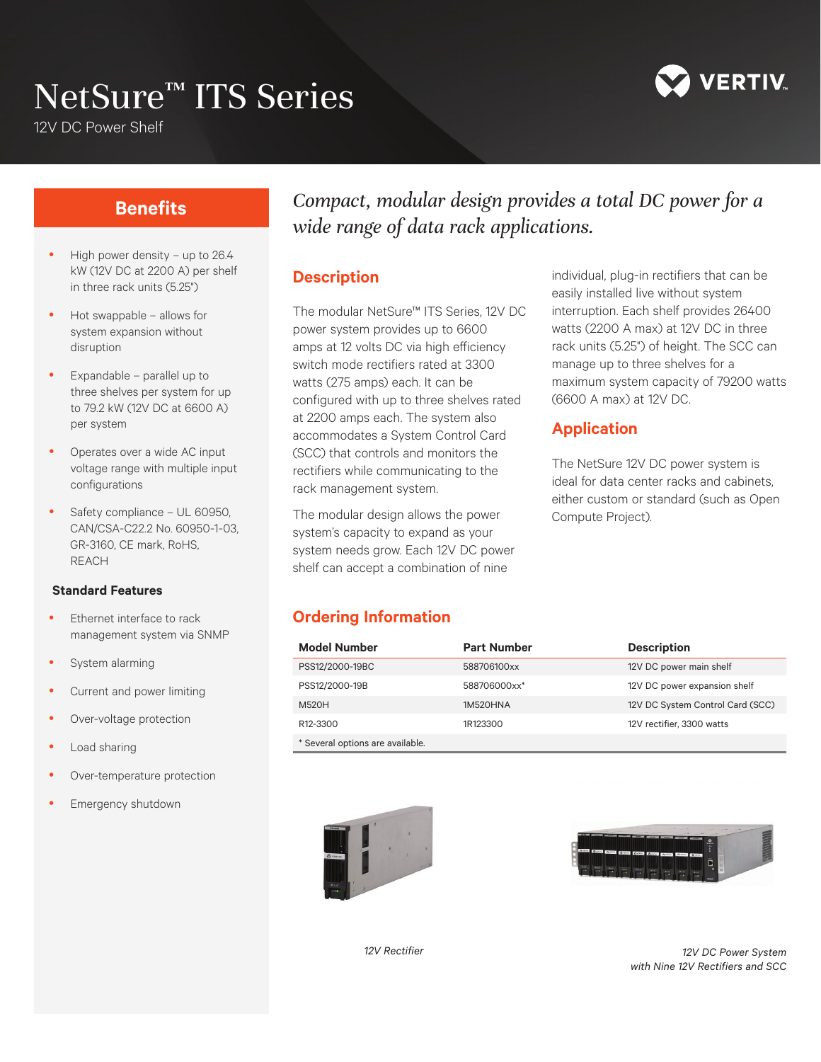# NetSure™ ITS Series

12V DC Power Shelf

## Benefits

- High power density – up to 26.4 kW (12V DC at 2200 A) per shelf in three rack units (5.25")
- Hot swappable – allows for system expansion without disruption
- Expandable – parallel up to three shelves per system for up to 79.2 kW (12V DC at 6600 A) per system
- Operates over a wide AC input voltage range with multiple input configurations
- Safety compliance – UL 60950, CAN/CSA-C22.2 No. 60950-1-03, GR-3160, CE mark, RoHS, REACH

### Standard Features

- Ethernet interface to rack management system via SNMP
- System alarming
- Current and power limiting
- Over-voltage protection
- Load sharing
- Over-temperature protection
- Emergency shutdown

*Compact, modular design provides a total DC power for a wide range of data rack applications.*

## Description

The modular NetSure™ ITS Series, 12V DC power system provides up to 6600 amps at 12 volts DC via high efficiency switch mode rectifiers rated at 3300 watts (275 amps) each. It can be configured with up to three shelves rated at 2200 amps each. The system also accommodates a System Control Card (SCC) that controls and monitors the rectifiers while communicating to the rack management system.

The modular design allows the power system's capacity to expand as your system needs grow. Each 12V DC power shelf can accept a combination of nine individual, plug-in rectifiers that can be easily installed live without system interruption. Each shelf provides 26400 watts (2200 A max) at 12V DC in three rack units (5.25") of height. The SCC can manage up to three shelves for a maximum system capacity of 79200 watts (6600 A max) at 12V DC.

## Application

The NetSure 12V DC power system is ideal for data center racks and cabinets, either custom or standard (such as Open Compute Project).

## Ordering Information

| Model Number | Part Number | Description |
|---|---|---|
| PSS12/2000-19BC | 588706100xx | 12V DC power main shelf |
| PSS12/2000-19B | 588706000xx* | 12V DC power expansion shelf |
| M520H | 1M520HNA | 12V DC System Control Card (SCC) |
| R12-3300 | 1R123300 | 12V rectifier, 3300 watts |

\* Several options are available.

*12V Rectifier*

*12V DC Power System with Nine 12V Rectifiers and SCC*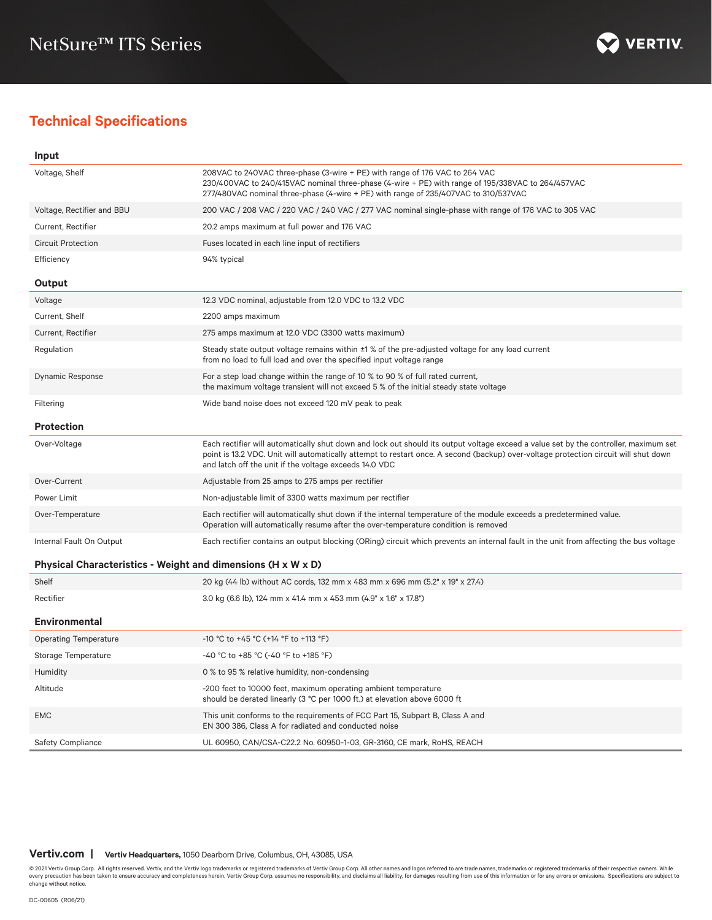## Technical Specifications

### Input

| | |
|---|---|
| Voltage, Shelf | 208VAC to 240VAC three-phase (3-wire + PE) with range of 176 VAC to 264 VAC<br>230/400VAC to 240/415VAC nominal three-phase (4-wire + PE) with range of 195/338VAC to 264/457VAC<br>277/480VAC nominal three-phase (4-wire + PE) with range of 235/407VAC to 310/537VAC |
| Voltage, Rectifier and BBU | 200 VAC / 208 VAC / 220 VAC / 240 VAC / 277 VAC nominal single-phase with range of 176 VAC to 305 VAC |
| Current, Rectifier | 20.2 amps maximum at full power and 176 VAC |
| Circuit Protection | Fuses located in each line input of rectifiers |
| Efficiency | 94% typical |

### Output

| | |
|---|---|
| Voltage | 12.3 VDC nominal, adjustable from 12.0 VDC to 13.2 VDC |
| Current, Shelf | 2200 amps maximum |
| Current, Rectifier | 275 amps maximum at 12.0 VDC (3300 watts maximum) |
| Regulation | Steady state output voltage remains within ±1 % of the pre-adjusted voltage for any load current from no load to full load and over the specified input voltage range |
| Dynamic Response | For a step load change within the range of 10 % to 90 % of full rated current, the maximum voltage transient will not exceed 5 % of the initial steady state voltage |
| Filtering | Wide band noise does not exceed 120 mV peak to peak |

### Protection

| | |
|---|---|
| Over-Voltage | Each rectifier will automatically shut down and lock out should its output voltage exceed a value set by the controller, maximum set point is 13.2 VDC. Unit will automatically attempt to restart once. A second (backup) over-voltage protection circuit will shut down and latch off the unit if the voltage exceeds 14.0 VDC |
| Over-Current | Adjustable from 25 amps to 275 amps per rectifier |
| Power Limit | Non-adjustable limit of 3300 watts maximum per rectifier |
| Over-Temperature | Each rectifier will automatically shut down if the internal temperature of the module exceeds a predetermined value. Operation will automatically resume after the over-temperature condition is removed |
| Internal Fault On Output | Each rectifier contains an output blocking (ORing) circuit which prevents an internal fault in the unit from affecting the bus voltage |

### Physical Characteristics - Weight and dimensions (H x W x D)

| | |
|---|---|
| Shelf | 20 kg (44 lb) without AC cords, 132 mm x 483 mm x 696 mm (5.2" x 19" x 27.4) |
| Rectifier | 3.0 kg (6.6 lb), 124 mm x 41.4 mm x 453 mm (4.9" x 1.6" x 17.8") |

### Environmental

| | |
|---|---|
| Operating Temperature | -10 °C to +45 °C (+14 °F to +113 °F) |
| Storage Temperature | -40 °C to +85 °C (-40 °F to +185 °F) |
| Humidity | 0 % to 95 % relative humidity, non-condensing |
| Altitude | -200 feet to 10000 feet, maximum operating ambient temperature should be derated linearly (3 °C per 1000 ft.) at elevation above 6000 ft |
| EMC | This unit conforms to the requirements of FCC Part 15, Subpart B, Class A and EN 300 386, Class A for radiated and conducted noise |
| Safety Compliance | UL 60950, CAN/CSA-C22.2 No. 60950-1-03, GR-3160, CE mark, RoHS, REACH |

**Vertiv.com** | **Vertiv Headquarters,** 1050 Dearborn Drive, Columbus, OH, 43085, USA

© 2021 Vertiv Group Corp. All rights reserved. Vertiv, and the Vertiv logo trademarks or registered trademarks of Vertiv Group Corp. All other names and logos referred to are trade names, trademarks or registered trademarks of their respective owners. While every precaution has been taken to ensure accuracy and completeness herein, Vertiv Group Corp. assumes no responsibility, and disclaims all liability, for damages resulting from use of this information or for any errors or omissions. Specifications are subject to change without notice.

DC-00605 (R06/21)